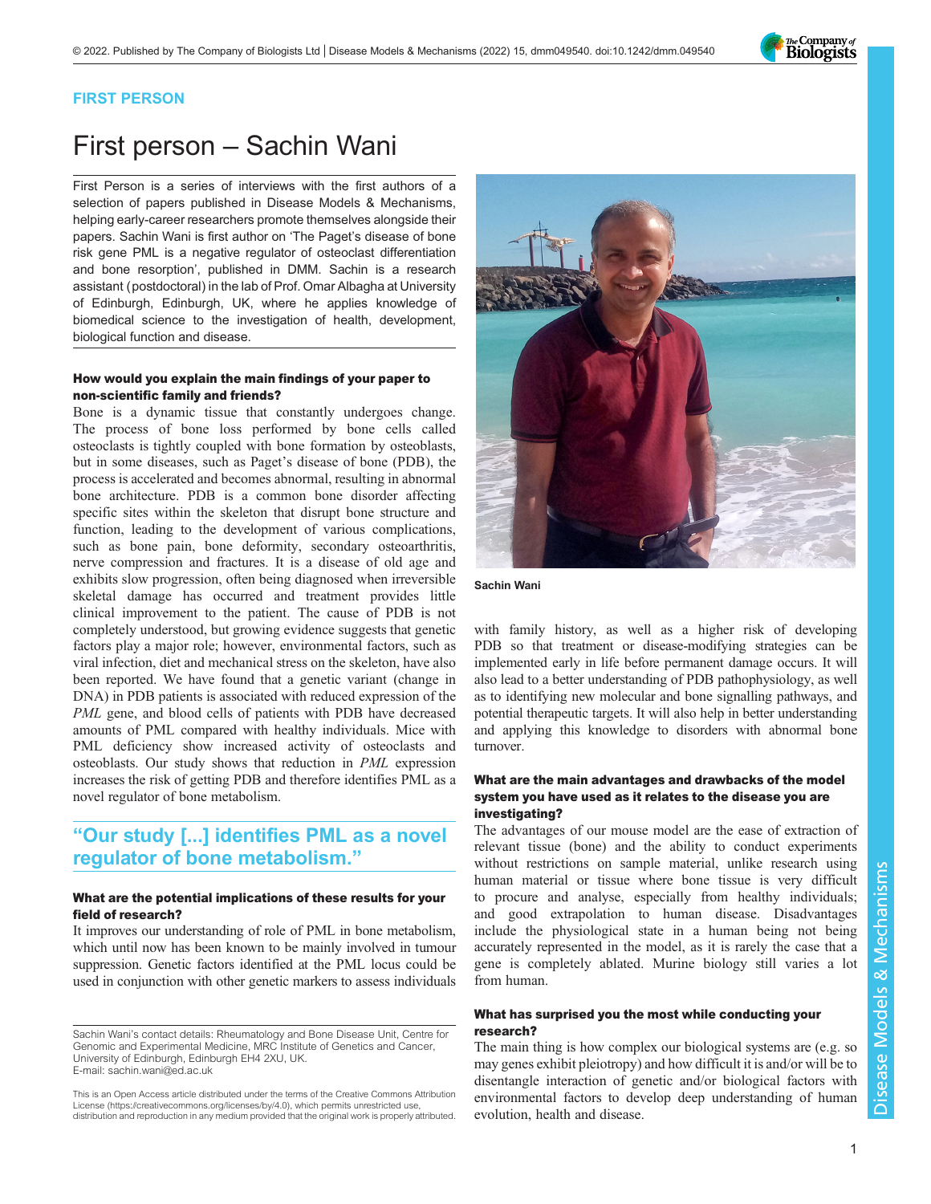FIRST PERSON

# First person – Sachin Wani

First Person is a series of interviews with the first authors of a selection of papers published in Disease Models & Mechanisms, helping early-career researchers promote themselves alongside their papers. Sachin Wani is first author on 'The Paget's disease of bone risk gene PML is a negative regulator of osteoclast differentiation and bone resorption', published in DMM. Sachin is a research assistant (postdoctoral) in the lab of Prof. Omar Albagha at University of Edinburgh, Edinburgh, UK, where he applies knowledge of biomedical science to the investigation of health, development, biological function and disease.

Sachin Wani

### How would you explain the main findings of your paper to non-scientific family and friends?

Bone is a dynamic tissue that constantly undergoes change. The process of bone loss performed by bone cells called osteoclasts is tightly coupled with bone formation by osteoblasts, but in some diseases, such as Paget's disease of bone (PDB), the process is accelerated and becomes abnormal, resulting in abnormal bone architecture. PDB is a common bone disorder affecting specific sites within the skeleton that disrupt bone structure and function, leading to the development of various complications, such as bone pain, bone deformity, secondary osteoarthritis, nerve compression and fractures. It is a disease of old age and exhibits slow progression, often being diagnosed when irreversible skeletal damage has occurred and treatment provides little clinical improvement to the patient. The cause of PDB is not completely understood, but growing evidence suggests that genetic factors play a major role; however, environmental factors, such as viral infection, diet and mechanical stress on the skeleton, have also been reported. We have found that a genetic variant (change in DNA) in PDB patients is associated with reduced expression of the *PML* gene, and blood cells of patients with PDB have decreased amounts of PML compared with healthy individuals. Mice with PML deficiency show increased activity of osteoclasts and osteoblasts. Our study shows that reduction in *PML* expression increases the risk of getting PDB and therefore identifies PML as a novel regulator of bone metabolism.

> "Our study [...] identifies PML as a novel regulator of bone metabolism."

### What are the potential implications of these results for your field of research?

It improves our understanding of role of PML in bone metabolism, which until now has been known to be mainly involved in tumour suppression. Genetic factors identified at the PML locus could be used in conjunction with other genetic markers to assess individuals with family history, as well as a higher risk of developing PDB so that treatment or disease-modifying strategies can be implemented early in life before permanent damage occurs. It will also lead to a better understanding of PDB pathophysiology, as well as to identifying new molecular and bone signalling pathways, and potential therapeutic targets. It will also help in better understanding and applying this knowledge to disorders with abnormal bone turnover.

### What are the main advantages and drawbacks of the model system you have used as it relates to the disease you are investigating?

The advantages of our mouse model are the ease of extraction of relevant tissue (bone) and the ability to conduct experiments without restrictions on sample material, unlike research using human material or tissue where bone tissue is very difficult to procure and analyse, especially from healthy individuals; and good extrapolation to human disease. Disadvantages include the physiological state in a human being not being accurately represented in the model, as it is rarely the case that a gene is completely ablated. Murine biology still varies a lot from human.

### What has surprised you the most while conducting your research?

The main thing is how complex our biological systems are (e.g. so may genes exhibit pleiotropy) and how difficult it is and/or will be to disentangle interaction of genetic and/or biological factors with environmental factors to develop deep understanding of human evolution, health and disease.

Sachin Wani's contact details: Rheumatology and Bone Disease Unit, Centre for Genomic and Experimental Medicine, MRC Institute of Genetics and Cancer, University of Edinburgh, Edinburgh EH4 2XU, UK.
E-mail: sachin.wani@ed.ac.uk

This is an Open Access article distributed under the terms of the Creative Commons Attribution License (https://creativecommons.org/licenses/by/4.0), which permits unrestricted use, distribution and reproduction in any medium provided that the original work is properly attributed.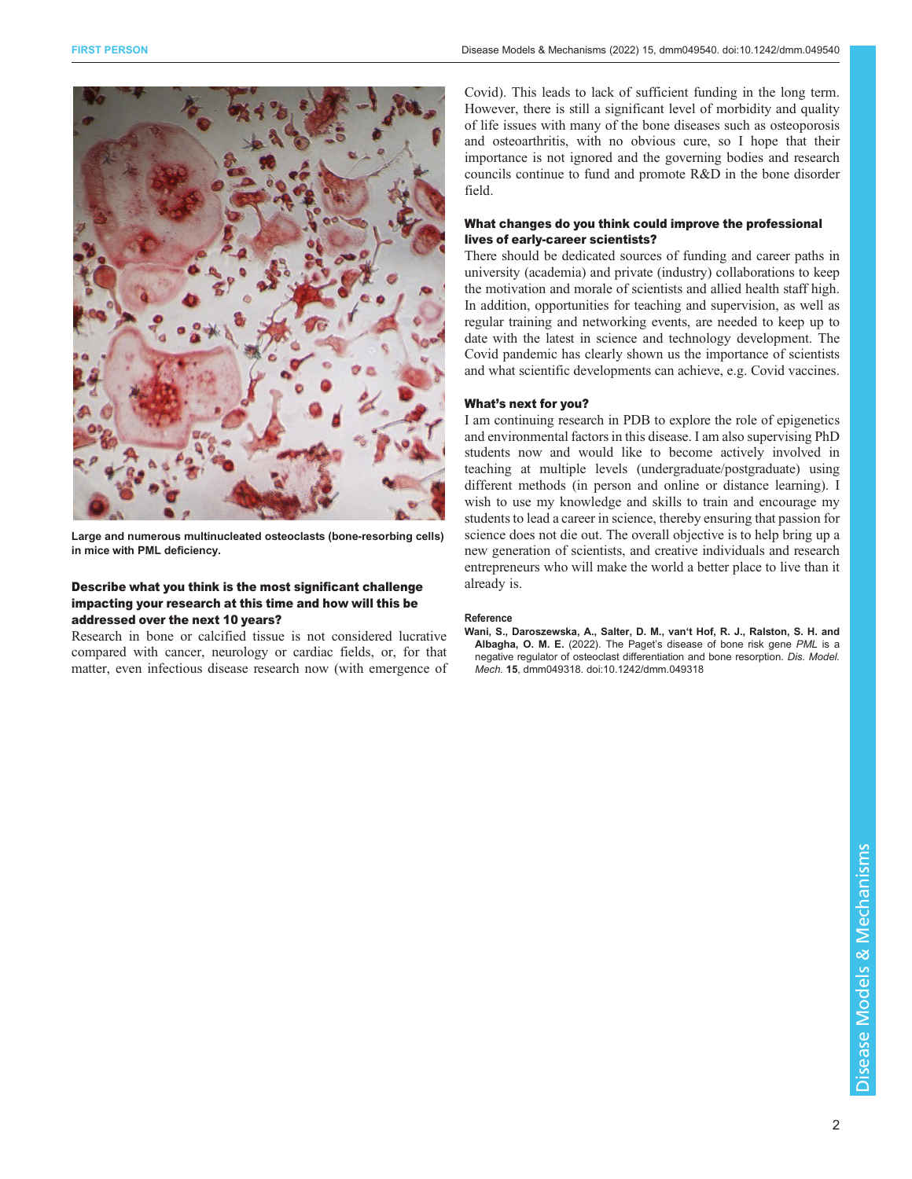Large and numerous multinucleated osteoclasts (bone-resorbing cells) in mice with PML deficiency.

### Describe what you think is the most significant challenge impacting your research at this time and how will this be addressed over the next 10 years?

Research in bone or calcified tissue is not considered lucrative compared with cancer, neurology or cardiac fields, or, for that matter, even infectious disease research now (with emergence of Covid). This leads to lack of sufficient funding in the long term. However, there is still a significant level of morbidity and quality of life issues with many of the bone diseases such as osteoporosis and osteoarthritis, with no obvious cure, so I hope that their importance is not ignored and the governing bodies and research councils continue to fund and promote R&D in the bone disorder field.

### What changes do you think could improve the professional lives of early-career scientists?

There should be dedicated sources of funding and career paths in university (academia) and private (industry) collaborations to keep the motivation and morale of scientists and allied health staff high. In addition, opportunities for teaching and supervision, as well as regular training and networking events, are needed to keep up to date with the latest in science and technology development. The Covid pandemic has clearly shown us the importance of scientists and what scientific developments can achieve, e.g. Covid vaccines.

### What's next for you?

I am continuing research in PDB to explore the role of epigenetics and environmental factors in this disease. I am also supervising PhD students now and would like to become actively involved in teaching at multiple levels (undergraduate/postgraduate) using different methods (in person and online or distance learning). I wish to use my knowledge and skills to train and encourage my students to lead a career in science, thereby ensuring that passion for science does not die out. The overall objective is to help bring up a new generation of scientists, and creative individuals and research entrepreneurs who will make the world a better place to live than it already is.

#### Reference

**Wani, S., Daroszewska, A., Salter, D. M., van't Hof, R. J., Ralston, S. H. and Albagha, O. M. E.** (2022). The Paget's disease of bone risk gene *PML* is a negative regulator of osteoclast differentiation and bone resorption. *Dis. Model. Mech.* **15**, dmm049318. doi:10.1242/dmm.049318